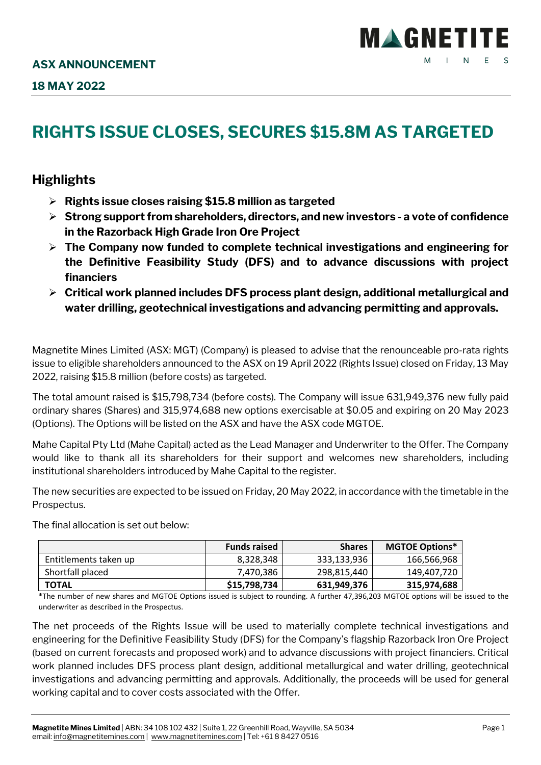**ASX ANNOUNCEMENT**

**18 MAY 2022**

# RIGHTS ISSUE CLOSES, SECURES $15.8M AS TARGETED

## Highlights

- **Rights issue closes raising $15.8 million as targeted**
- **Strong support from shareholders, directors, and new investors - a vote of confidence in the Razorback High Grade Iron Ore Project**
- **The Company now funded to complete technical investigations and engineering for the Definitive Feasibility Study (DFS) and to advance discussions with project financiers**
- **Critical work planned includes DFS process plant design, additional metallurgical and water drilling, geotechnical investigations and advancing permitting and approvals.**

Magnetite Mines Limited (ASX: MGT) (Company) is pleased to advise that the renounceable pro-rata rights issue to eligible shareholders announced to the ASX on 19 April 2022 (Rights Issue) closed on Friday, 13 May 2022, raising $15.8 million (before costs) as targeted.

The total amount raised is $15,798,734 (before costs). The Company will issue 631,949,376 new fully paid ordinary shares (Shares) and 315,974,688 new options exercisable at $0.05 and expiring on 20 May 2023 (Options). The Options will be listed on the ASX and have the ASX code MGTOE.

Mahe Capital Pty Ltd (Mahe Capital) acted as the Lead Manager and Underwriter to the Offer. The Company would like to thank all its shareholders for their support and welcomes new shareholders, including institutional shareholders introduced by Mahe Capital to the register.

The new securities are expected to be issued on Friday, 20 May 2022, in accordance with the timetable in the Prospectus.

The final allocation is set out below:

| | Funds raised | Shares | MGTOE Options* |
|---|---|---|---|
| Entitlements taken up | 8,328,348 | 333,133,936 | 166,566,968 |
| Shortfall placed | 7,470,386 | 298,815,440 | 149,407,720 |
| **TOTAL** | **$15,798,734** | **631,949,376** | **315,974,688** |

*The number of new shares and MGTOE Options issued is subject to rounding. A further 47,396,203 MGTOE options will be issued to the underwriter as described in the Prospectus.

The net proceeds of the Rights Issue will be used to materially complete technical investigations and engineering for the Definitive Feasibility Study (DFS) for the Company's flagship Razorback Iron Ore Project (based on current forecasts and proposed work) and to advance discussions with project financiers. Critical work planned includes DFS process plant design, additional metallurgical and water drilling, geotechnical investigations and advancing permitting and approvals. Additionally, the proceeds will be used for general working capital and to cover costs associated with the Offer.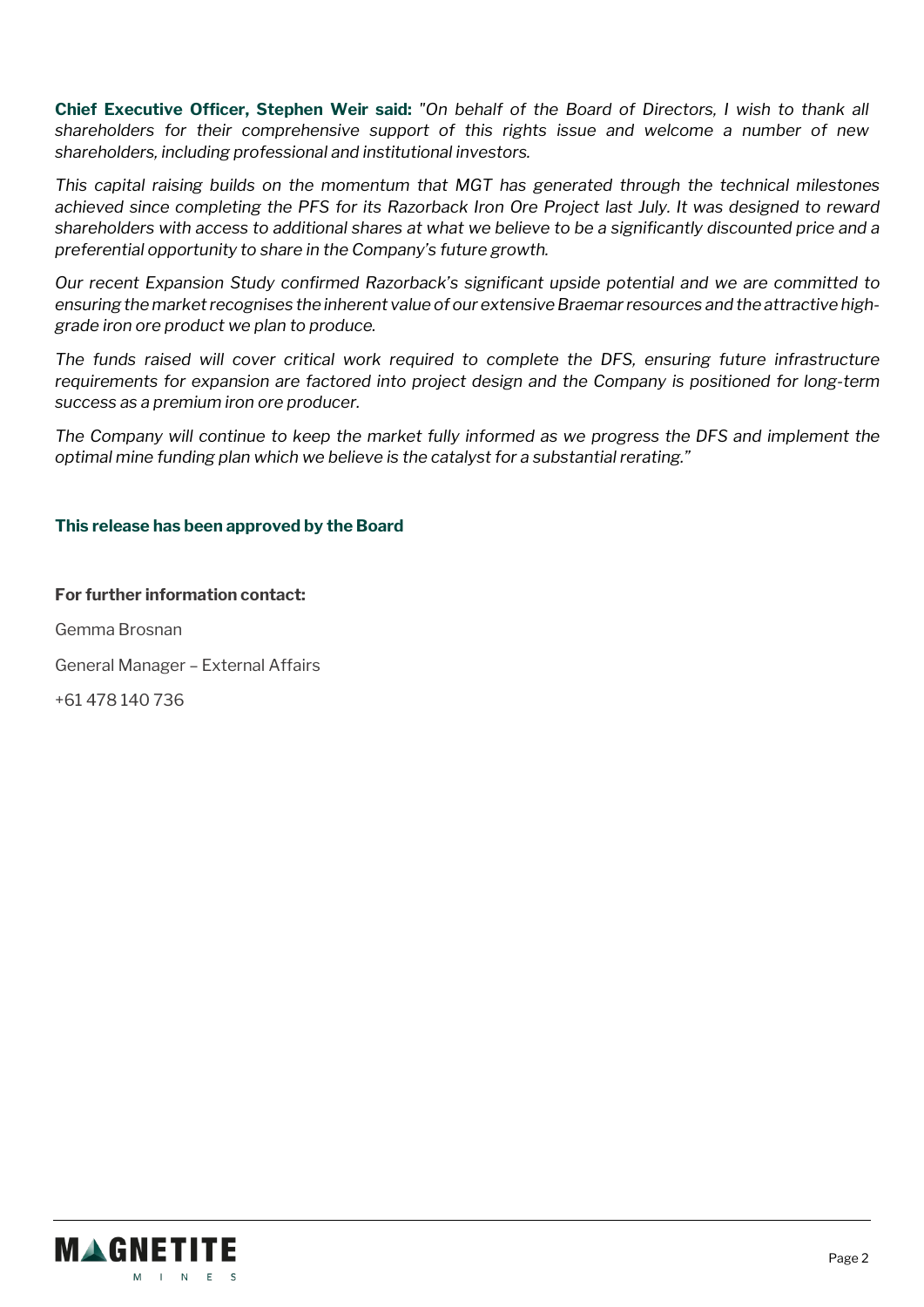**Chief Executive Officer, Stephen Weir said:** *"On behalf of the Board of Directors, I wish to thank all shareholders for their comprehensive support of this rights issue and welcome a number of new shareholders, including professional and institutional investors.*

*This capital raising builds on the momentum that MGT has generated through the technical milestones achieved since completing the PFS for its Razorback Iron Ore Project last July. It was designed to reward shareholders with access to additional shares at what we believe to be a significantly discounted price and a preferential opportunity to share in the Company's future growth.*

*Our recent Expansion Study confirmed Razorback's significant upside potential and we are committed to ensuring the market recognises the inherent value of our extensive Braemar resources and the attractive high-grade iron ore product we plan to produce.*

*The funds raised will cover critical work required to complete the DFS, ensuring future infrastructure requirements for expansion are factored into project design and the Company is positioned for long-term success as a premium iron ore producer.*

*The Company will continue to keep the market fully informed as we progress the DFS and implement the optimal mine funding plan which we believe is the catalyst for a substantial rerating."*

**This release has been approved by the Board**

**For further information contact:**

Gemma Brosnan

General Manager – External Affairs

+61 478 140 736